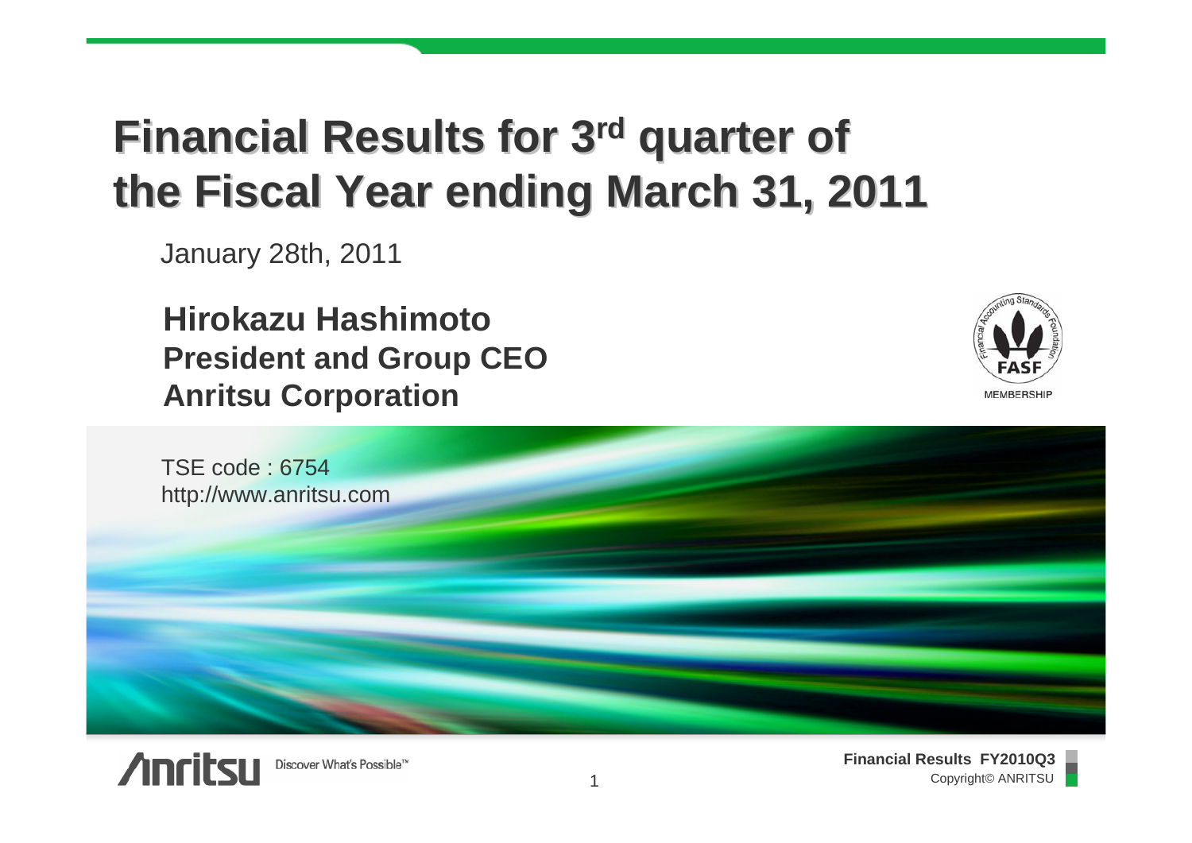# Financial Results for 3rd quarter of the Fiscal Year ending March 31, 2011

January 28th, 2011

**Hirokazu Hashimoto**
**President and Group CEO**
**Anritsu Corporation**

TSE code : 6754
http://www.anritsu.com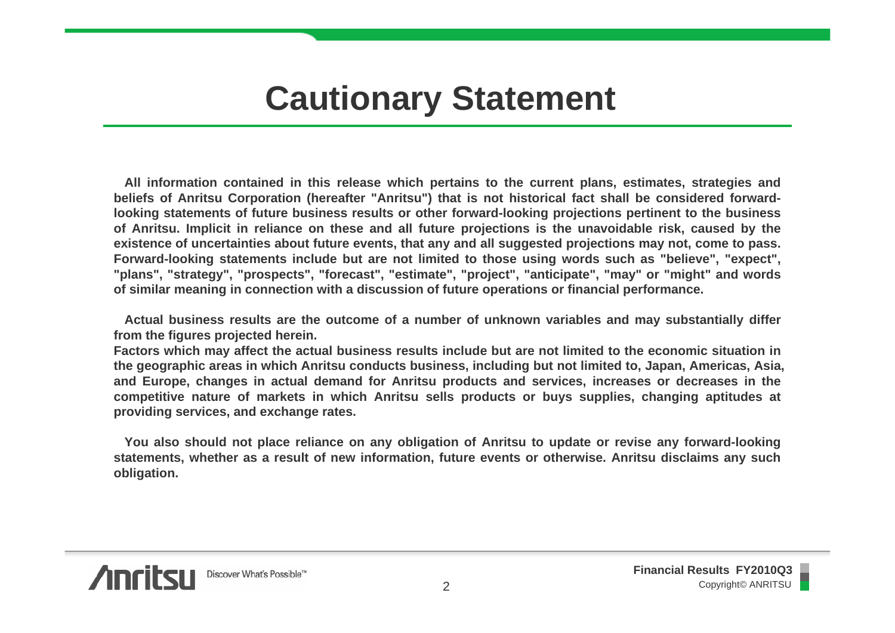# Cautionary Statement

**All information contained in this release which pertains to the current plans, estimates, strategies and beliefs of Anritsu Corporation (hereafter "Anritsu") that is not historical fact shall be considered forward-looking statements of future business results or other forward-looking projections pertinent to the business of Anritsu. Implicit in reliance on these and all future projections is the unavoidable risk, caused by the existence of uncertainties about future events, that any and all suggested projections may not, come to pass. Forward-looking statements include but are not limited to those using words such as "believe", "expect", "plans", "strategy", "prospects", "forecast", "estimate", "project", "anticipate", "may" or "might" and words of similar meaning in connection with a discussion of future operations or financial performance.**

**Actual business results are the outcome of a number of unknown variables and may substantially differ from the figures projected herein.**
**Factors which may affect the actual business results include but are not limited to the economic situation in the geographic areas in which Anritsu conducts business, including but not limited to, Japan, Americas, Asia, and Europe, changes in actual demand for Anritsu products and services, increases or decreases in the competitive nature of markets in which Anritsu sells products or buys supplies, changing aptitudes at providing services, and exchange rates.**

**You also should not place reliance on any obligation of Anritsu to update or revise any forward-looking statements, whether as a result of new information, future events or otherwise. Anritsu disclaims any such obligation.**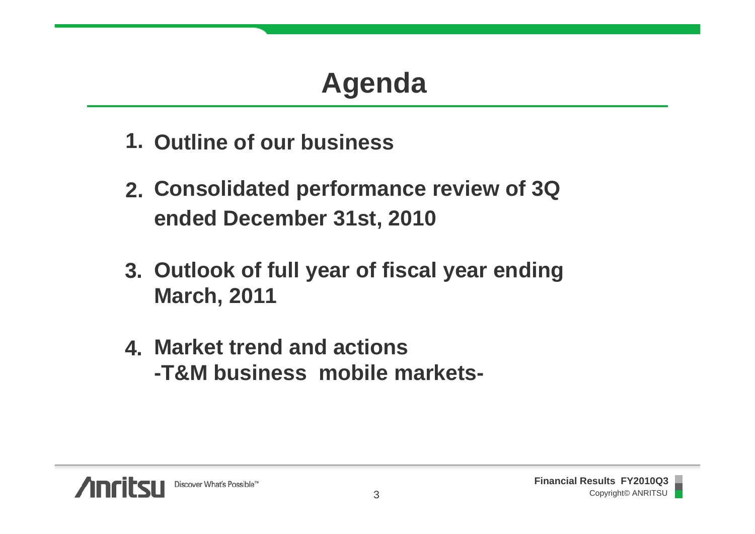# Agenda

1. Outline of our business
2. Consolidated performance review of 3Q ended December 31st, 2010
3. Outlook of full year of fiscal year ending March, 2011
4. Market trend and actions
   -T&M business mobile markets-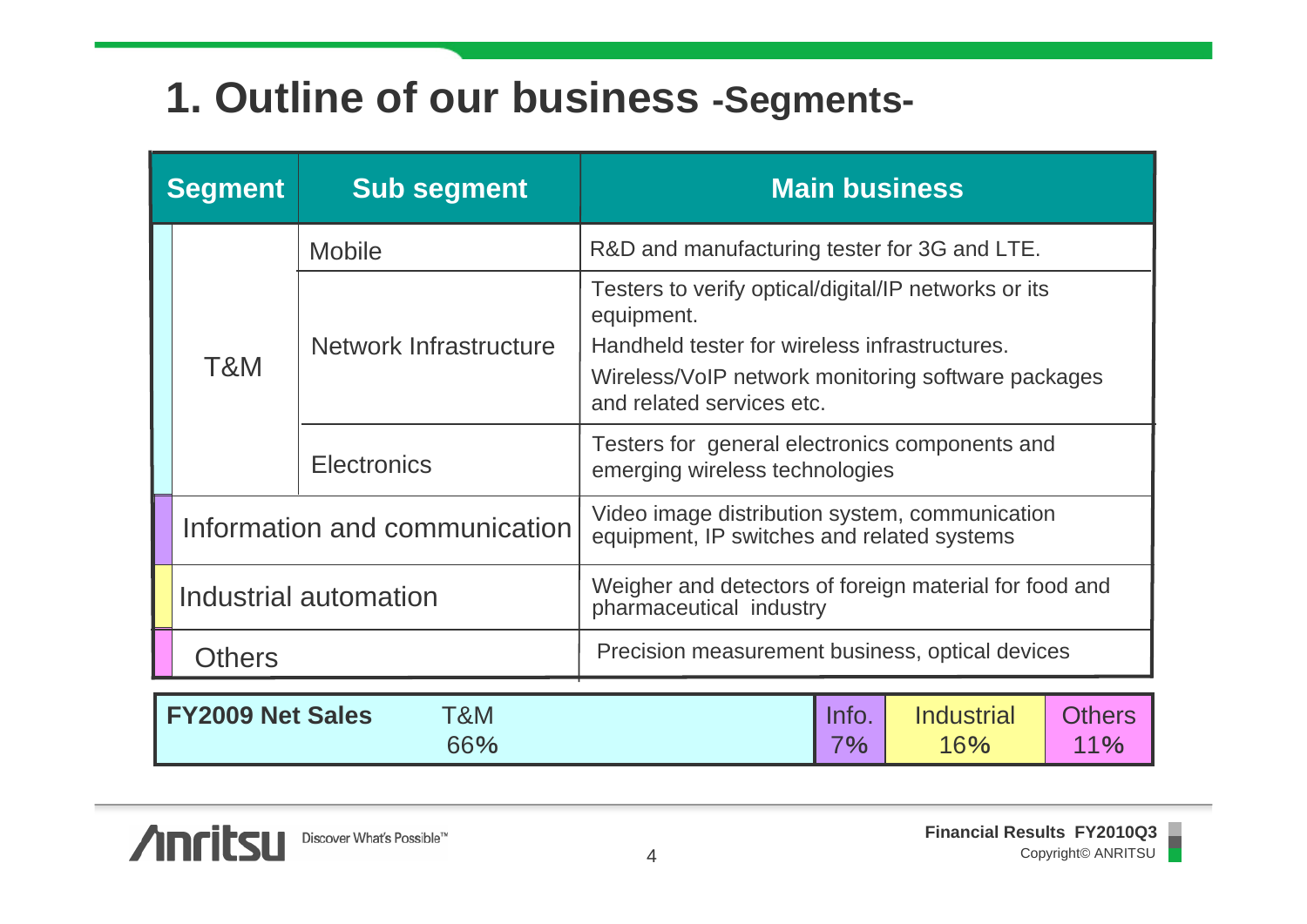# 1. Outline of our business -Segments-

| Segment | Sub segment | Main business |
|---|---|---|
| T&M | Mobile | R&D and manufacturing tester for 3G and LTE. |
| | Network Infrastructure | Testers to verify optical/digital/IP networks or its equipment. Handheld tester for wireless infrastructures. Wireless/VoIP network monitoring software packages and related services etc. |
| | Electronics | Testers for general electronics components and emerging wireless technologies |
| Information and communication | | Video image distribution system, communication equipment, IP switches and related systems |
| Industrial automation | | Weigher and detectors of foreign material for food and pharmaceutical industry |
| Others | | Precision measurement business, optical devices |

| FY2009 Net Sales | T&M | Info. | Industrial | Others |
|---|---|---|---|---|
| | 66% | 7% | 16% | 11% |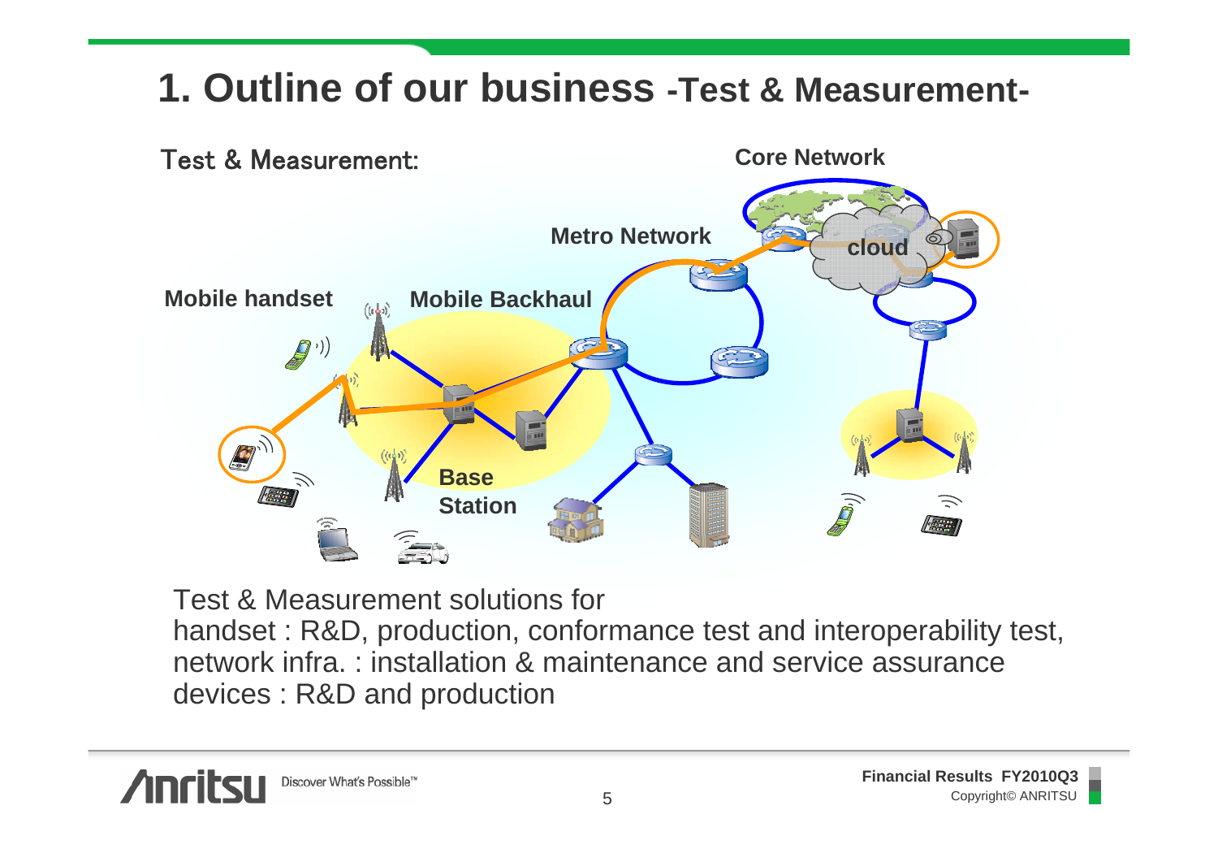# 1. Outline of our business -Test & Measurement-

Test & Measurement:

Core Network

Metro Network

cloud

Mobile handset

Mobile Backhaul

Base Station

Test & Measurement solutions for
handset : R&D, production, conformance test and interoperability test,
network infra. : installation & maintenance and service assurance
devices : R&D and production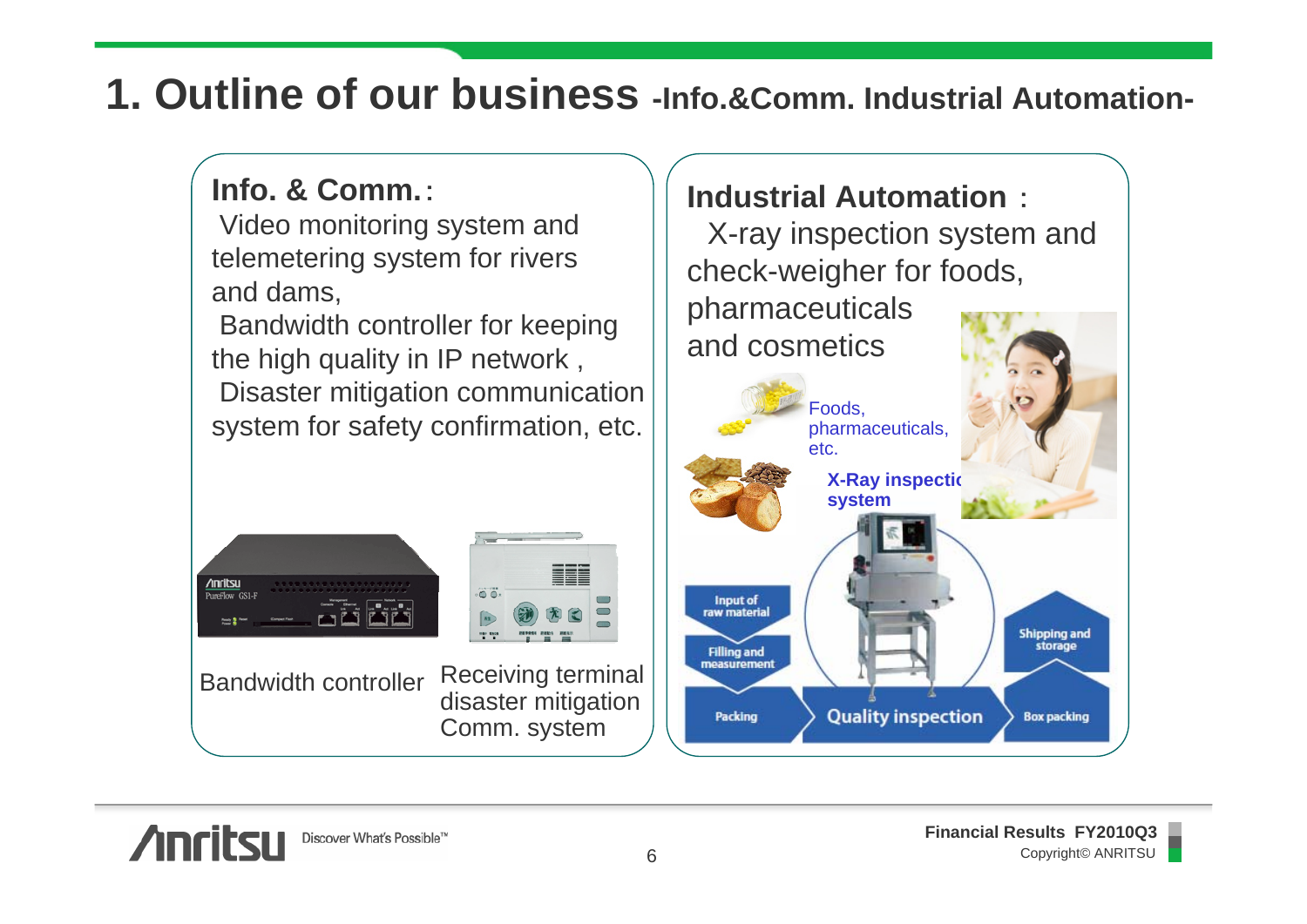# 1. Outline of our business -Info.&Comm. Industrial Automation-

**Info. & Comm.**：

Video monitoring system and telemetering system for rivers and dams,

Bandwidth controller for keeping the high quality in IP network ,

Disaster mitigation communication system for safety confirmation, etc.

Bandwidth controller

Receiving terminal disaster mitigation Comm. system

**Industrial Automation** ：

X-ray inspection system and check-weigher for foods, pharmaceuticals and cosmetics

Foods, pharmaceuticals, etc.

**X-Ray inspection system**

Input of raw material

Filling and measurement

Packing

Quality inspection

Box packing

Shipping and storage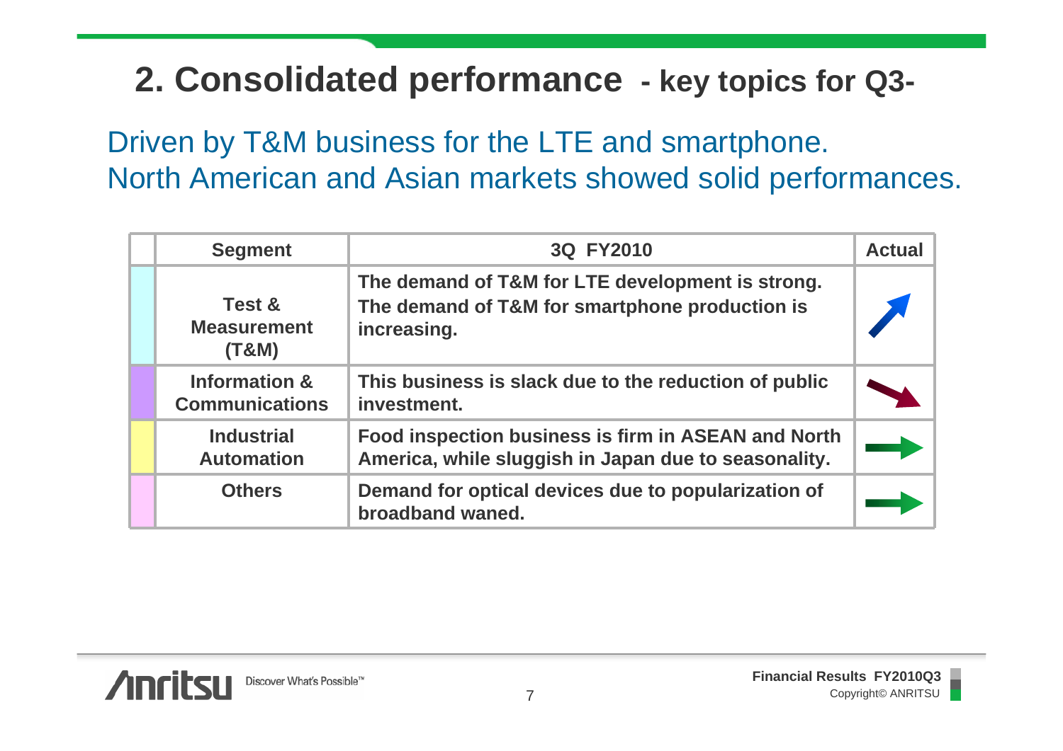## 2. Consolidated performance - key topics for Q3-

Driven by T&M business for the LTE and smartphone.
North American and Asian markets showed solid performances.

| Segment | 3Q FY2010 | Actual |
|---|---|---|
| Test & Measurement (T&M) | The demand of T&M for LTE development is strong. The demand of T&M for smartphone production is increasing. | ↗ |
| Information & Communications | This business is slack due to the reduction of public investment. | ↘ |
| Industrial Automation | Food inspection business is firm in ASEAN and North America, while sluggish in Japan due to seasonality. | → |
| Others | Demand for optical devices due to popularization of broadband waned. | → |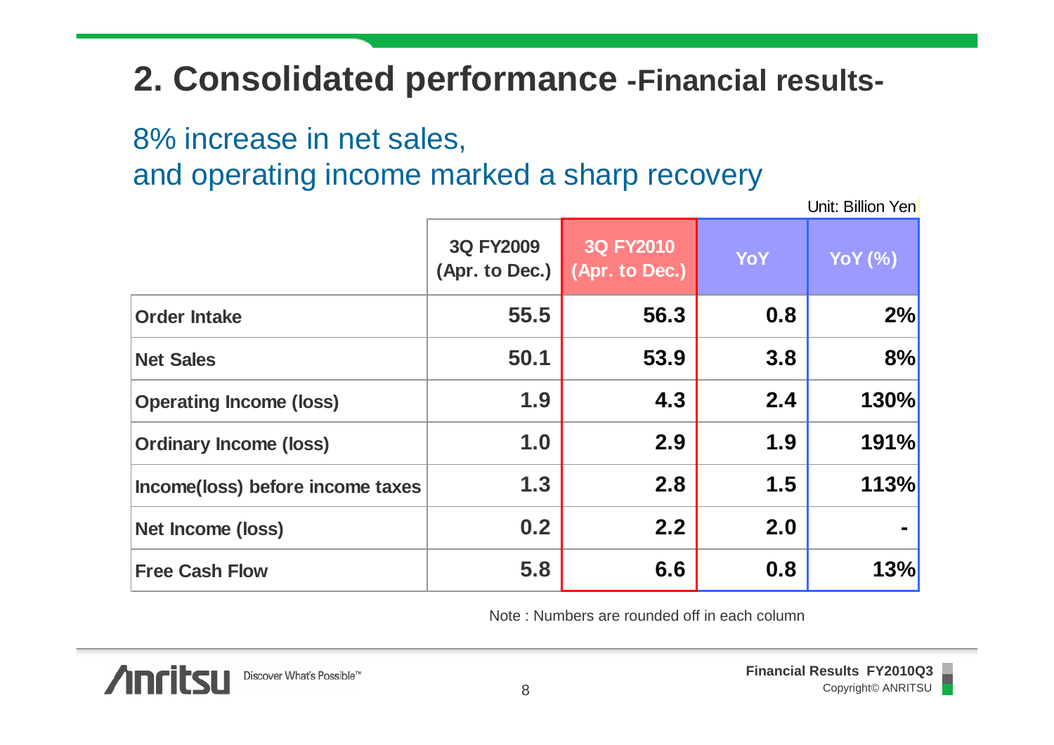# 2. Consolidated performance -Financial results-

8% increase in net sales,
and operating income marked a sharp recovery

Unit: Billion Yen

| | 3Q FY2009 (Apr. to Dec.) | 3Q FY2010 (Apr. to Dec.) | YoY | YoY (%) |
|---|---|---|---|---|
| Order Intake | 55.5 | 56.3 | 0.8 | 2% |
| Net Sales | 50.1 | 53.9 | 3.8 | 8% |
| Operating Income (loss) | 1.9 | 4.3 | 2.4 | 130% |
| Ordinary Income (loss) | 1.0 | 2.9 | 1.9 | 191% |
| Income(loss) before income taxes | 1.3 | 2.8 | 1.5 | 113% |
| Net Income (loss) | 0.2 | 2.2 | 2.0 | - |
| Free Cash Flow | 5.8 | 6.6 | 0.8 | 13% |

Note : Numbers are rounded off in each column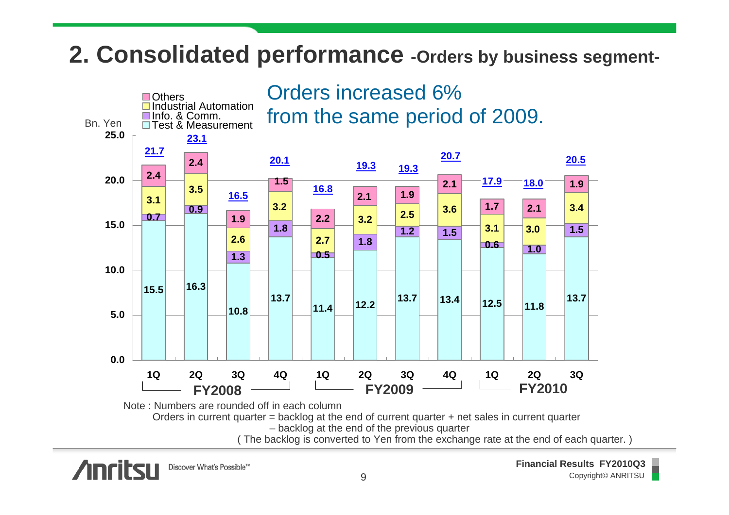# 2. Consolidated performance -Orders by business segment-

Orders increased 6% from the same period of 2009.

Bn. Yen

| Segment | FY2008 1Q | FY2008 2Q | FY2008 3Q | FY2008 4Q | FY2009 1Q | FY2009 2Q | FY2009 3Q | FY2009 4Q | FY2010 1Q | FY2010 2Q | FY2010 3Q |
|---|---|---|---|---|---|---|---|---|---|---|---|
| Others | 2.4 | 2.4 | 1.9 | 1.5 | 2.2 | 2.1 | 1.9 | 2.1 | 1.7 | 2.1 | 1.9 |
| Industrial Automation | 3.1 | 3.5 | 2.6 | 3.2 | 2.7 | 3.2 | 2.5 | 3.6 | 3.1 | 3.0 | 3.4 |
| Info. & Comm. | 0.7 | 0.9 | 1.3 | 1.8 | 0.5 | 1.8 | 1.2 | 1.5 | 0.6 | 1.0 | 1.5 |
| Test & Measurement | 15.5 | 16.3 | 10.8 | 13.7 | 11.4 | 12.2 | 13.7 | 13.4 | 12.5 | 11.8 | 13.7 |
| Total | 21.7 | 23.1 | 16.5 | 20.1 | 16.8 | 19.3 | 19.3 | 20.7 | 17.9 | 18.0 | 20.5 |

Note : Numbers are rounded off in each column

Orders in current quarter = backlog at the end of current quarter + net sales in current quarter – backlog at the end of the previous quarter

( The backlog is converted to Yen from the exchange rate at the end of each quarter. )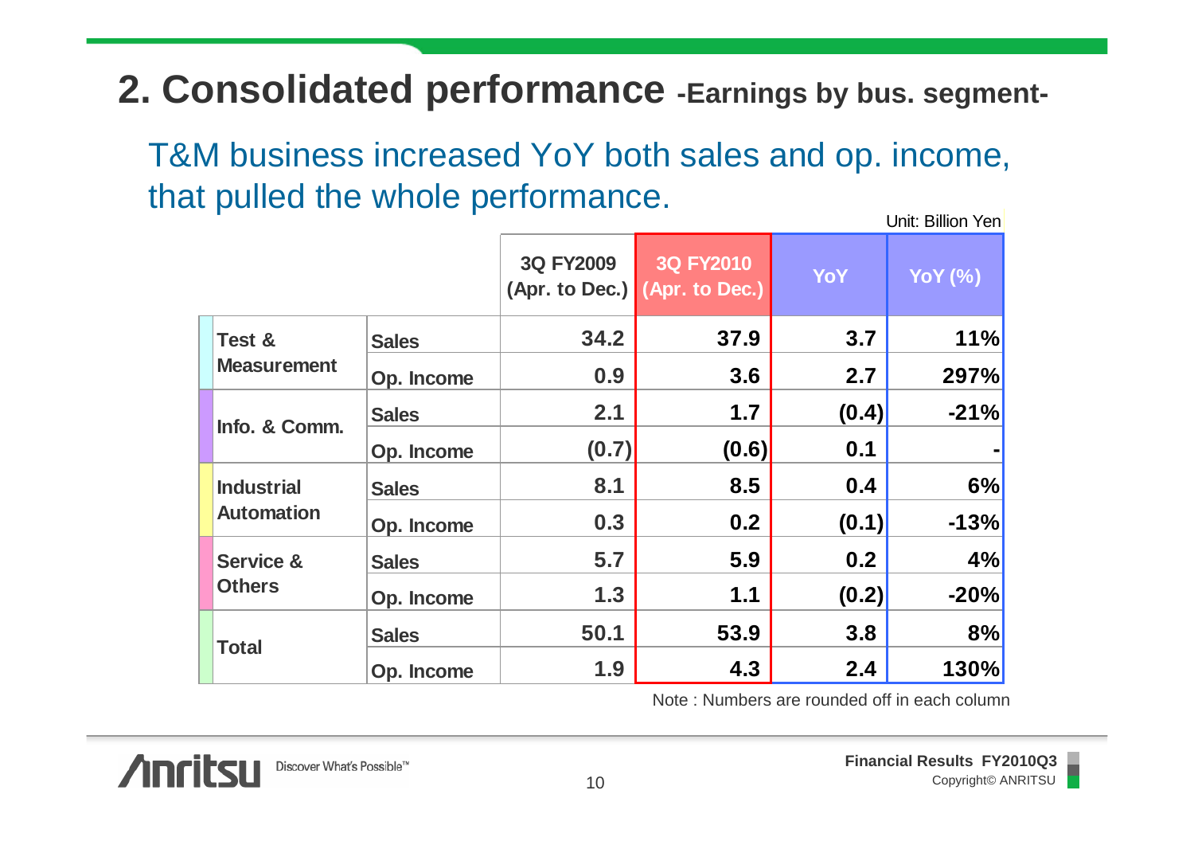## 2. Consolidated performance -Earnings by bus. segment-

T&M business increased YoY both sales and op. income, that pulled the whole performance.

Unit: Billion Yen

| | | 3Q FY2009 (Apr. to Dec.) | 3Q FY2010 (Apr. to Dec.) | YoY | YoY (%) |
|---|---|---|---|---|---|
| Test & Measurement | Sales | 34.2 | 37.9 | 3.7 | 11% |
| | Op. Income | 0.9 | 3.6 | 2.7 | 297% |
| Info. & Comm. | Sales | 2.1 | 1.7 | (0.4) | -21% |
| | Op. Income | (0.7) | (0.6) | 0.1 | - |
| Industrial Automation | Sales | 8.1 | 8.5 | 0.4 | 6% |
| | Op. Income | 0.3 | 0.2 | (0.1) | -13% |
| Service & Others | Sales | 5.7 | 5.9 | 0.2 | 4% |
| | Op. Income | 1.3 | 1.1 | (0.2) | -20% |
| Total | Sales | 50.1 | 53.9 | 3.8 | 8% |
| | Op. Income | 1.9 | 4.3 | 2.4 | 130% |

Note : Numbers are rounded off in each column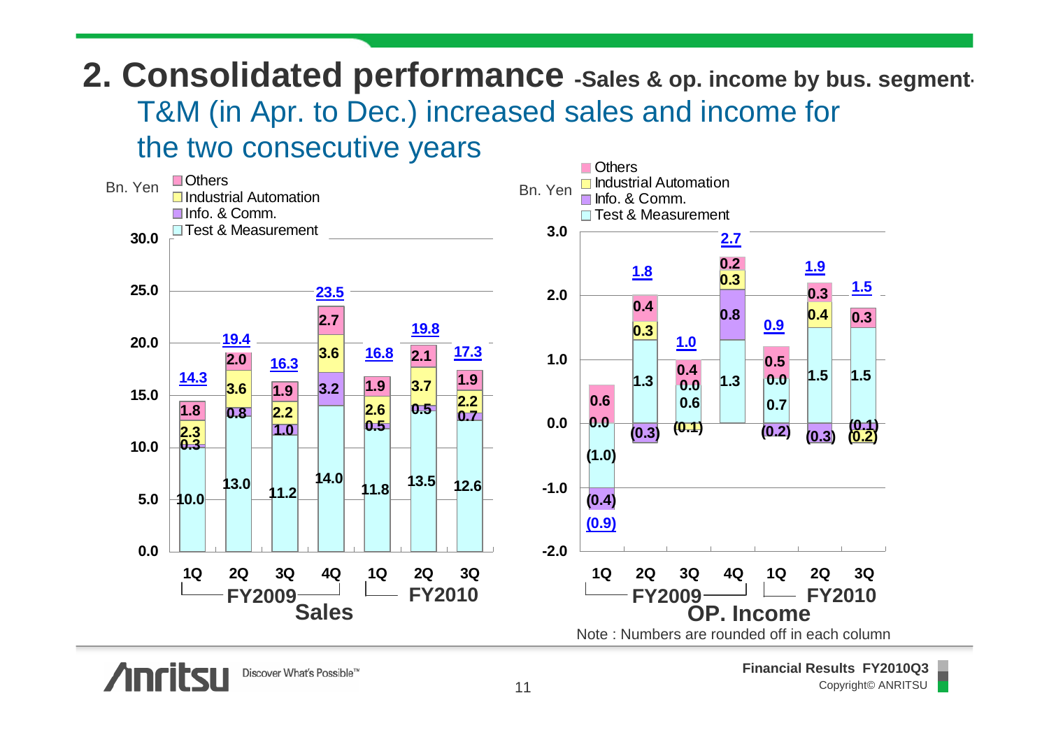# 2. Consolidated performance -Sales & op. income by bus. segment-

T&M (in Apr. to Dec.) increased sales and income for the two consecutive years

**Sales** (Bn. Yen)

| | FY2009 1Q | FY2009 2Q | FY2009 3Q | FY2009 4Q | FY2010 1Q | FY2010 2Q | FY2010 3Q |
|---|---|---|---|---|---|---|---|
| Test & Measurement | 10.0 | 13.0 | 11.2 | 14.0 | 11.8 | 13.5 | 12.6 |
| Info. & Comm. | 0.3 | 0.8 | 1.0 | 3.2 | 0.5 | 0.5 | 0.7 |
| Industrial Automation | 2.3 | 3.6 | 2.2 | 3.6 | 2.6 | 3.7 | 2.2 |
| Others | 1.8 | 2.0 | 1.9 | 2.7 | 1.9 | 2.1 | 1.9 |
| Total | 14.3 | 19.4 | 16.3 | 23.5 | 16.8 | 19.8 | 17.3 |

**OP. Income** (Bn. Yen)

| | FY2009 1Q | FY2009 2Q | FY2009 3Q | FY2009 4Q | FY2010 1Q | FY2010 2Q | FY2010 3Q |
|---|---|---|---|---|---|---|---|
| Test & Measurement | (1.0) | 1.3 | 0.6 | 1.3 | 0.7 | 1.5 | 1.5 |
| Info. & Comm. | (0.4) | (0.3) | (0.1) | 0.8 | (0.2) | (0.3) | (0.1) |
| Industrial Automation | 0.0 | 0.3 | 0.0 | 0.3 | 0.0 | 0.4 | (0.2) |
| Others | 0.6 | 0.4 | 0.4 | 0.2 | 0.5 | 0.3 | 0.3 |
| Total | (0.9) | 1.8 | 1.0 | 2.7 | 0.9 | 1.9 | 1.5 |

Note : Numbers are rounded off in each column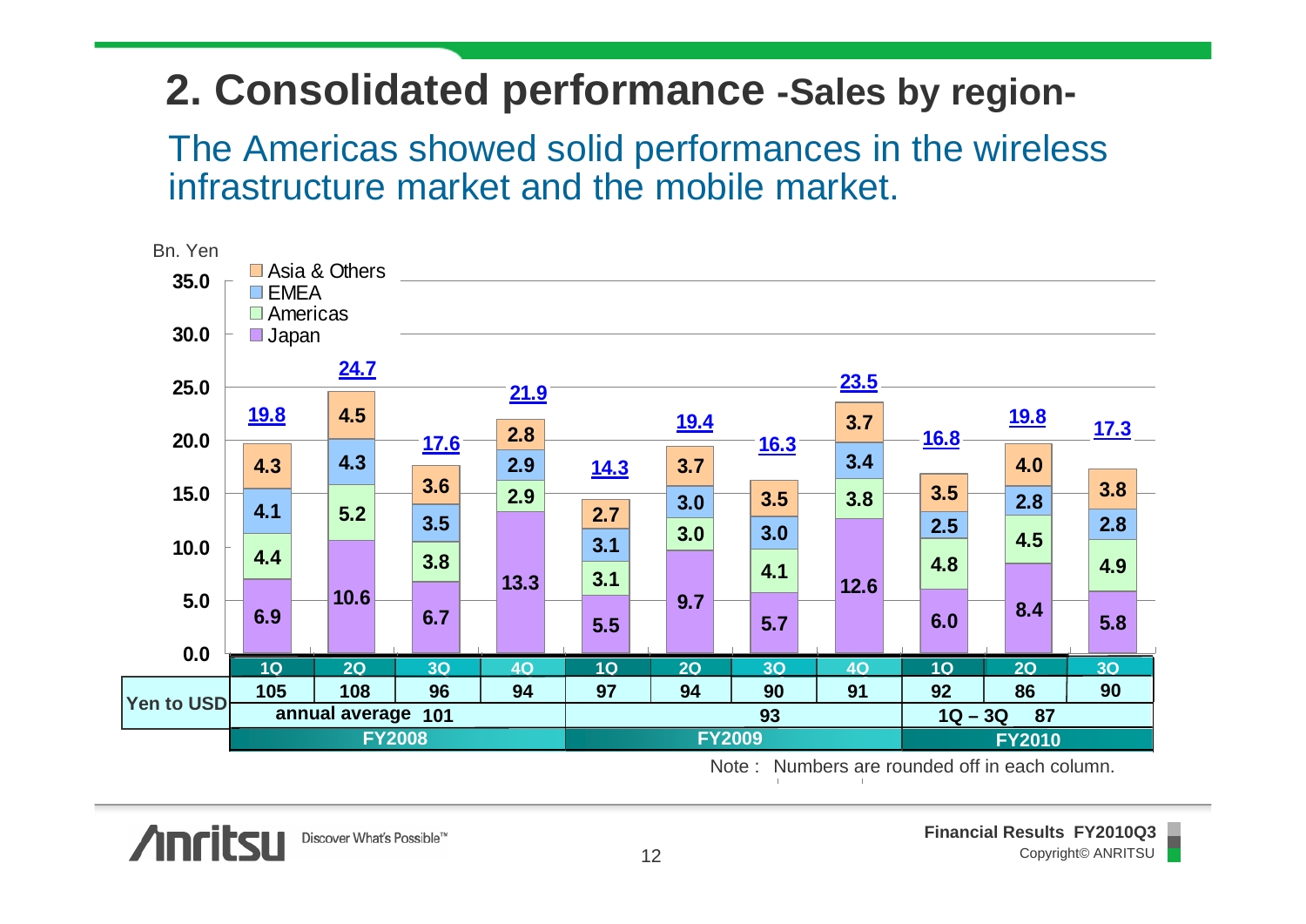# 2. Consolidated performance -Sales by region-

The Americas showed solid performances in the wireless infrastructure market and the mobile market.

Bn. Yen

| | FY2008 1Q | FY2008 2Q | FY2008 3Q | FY2008 4Q | FY2009 1Q | FY2009 2Q | FY2009 3Q | FY2009 4Q | FY2010 1Q | FY2010 2Q | FY2010 3Q |
|---|---|---|---|---|---|---|---|---|---|---|---|
| Asia & Others | 4.3 | 4.5 | 3.6 | 2.8 | 2.7 | 3.7 | 3.5 | 3.7 | 3.5 | 4.0 | 3.8 |
| EMEA | 4.1 | 4.3 | 3.5 | 2.9 | 3.1 | 3.0 | 3.0 | 3.4 | 2.5 | 2.8 | 2.8 |
| Americas | 4.4 | 5.2 | 3.8 | 2.9 | 3.1 | 3.0 | 4.1 | 3.8 | 4.8 | 4.5 | 4.9 |
| Japan | 6.9 | 10.6 | 6.7 | 13.3 | 5.5 | 9.7 | 5.7 | 12.6 | 6.0 | 8.4 | 5.8 |
| Total | 19.8 | 24.7 | 17.6 | 21.9 | 14.3 | 19.4 | 16.3 | 23.5 | 16.8 | 19.8 | 17.3 |
| Yen to USD | 105 | 108 | 96 | 94 | 97 | 94 | 90 | 91 | 92 | 86 | 90 |
| | annual average 101 | | | | 93 | | | | 1Q – 3Q 87 | | |

Note : Numbers are rounded off in each column.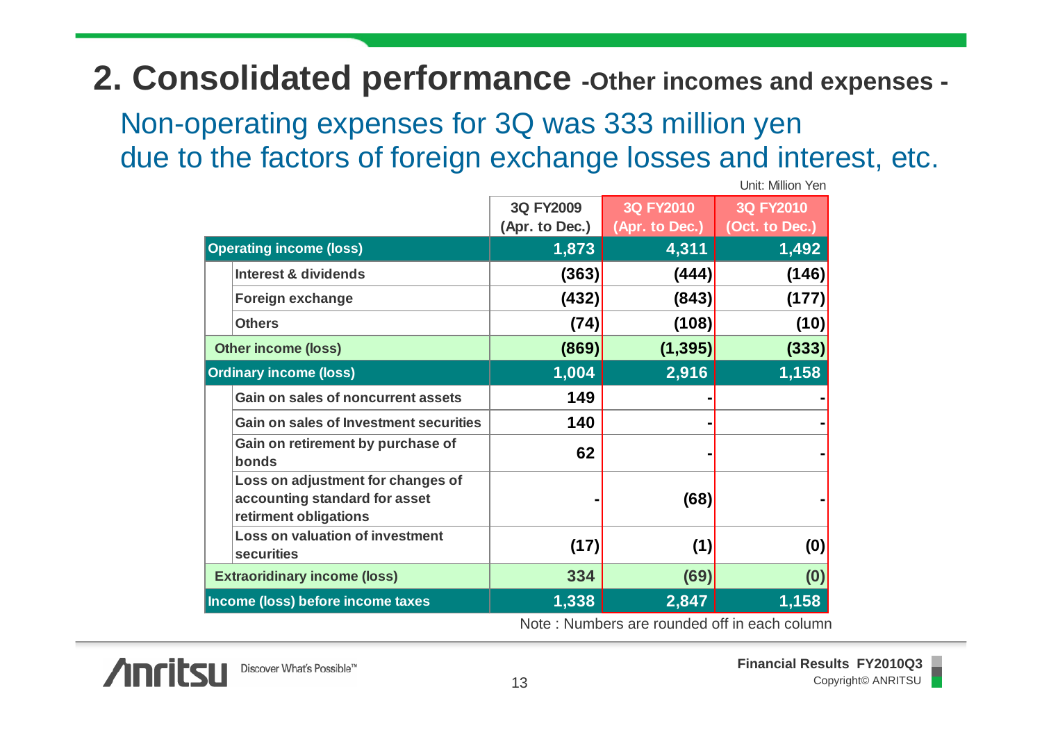## 2. Consolidated performance -Other incomes and expenses -

Non-operating expenses for 3Q was 333 million yen due to the factors of foreign exchange losses and interest, etc.

Unit: Million Yen

| | 3Q FY2009 (Apr. to Dec.) | 3Q FY2010 (Apr. to Dec.) | 3Q FY2010 (Oct. to Dec.) |
|---|---|---|---|
| **Operating income (loss)** | 1,873 | 4,311 | 1,492 |
| Interest & dividends | (363) | (444) | (146) |
| Foreign exchange | (432) | (843) | (177) |
| Others | (74) | (108) | (10) |
| **Other income (loss)** | (869) | (1,395) | (333) |
| **Ordinary income (loss)** | 1,004 | 2,916 | 1,158 |
| Gain on sales of noncurrent assets | 149 | - | - |
| Gain on sales of Investment securities | 140 | - | - |
| Gain on retirement by purchase of bonds | 62 | - | - |
| Loss on adjustment for changes of accounting standard for asset retirment obligations | - | (68) | - |
| Loss on valuation of investment securities | (17) | (1) | (0) |
| **Extraoridinary income (loss)** | 334 | (69) | (0) |
| **Income (loss) before income taxes** | 1,338 | 2,847 | 1,158 |

Note : Numbers are rounded off in each column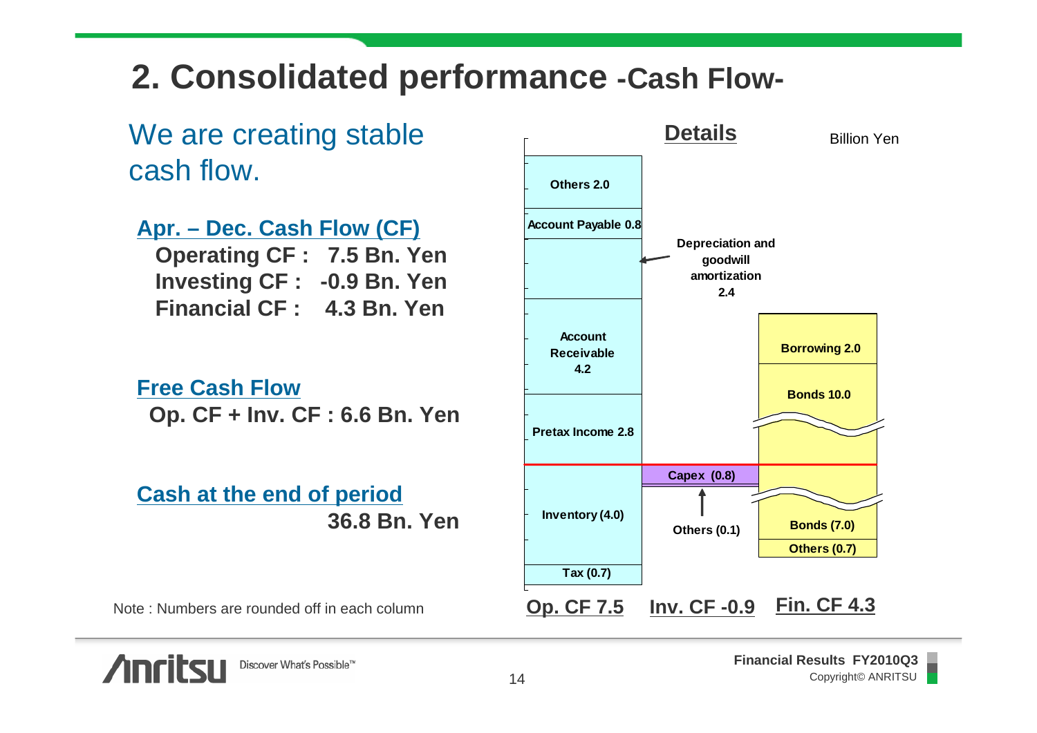# 2. Consolidated performance -Cash Flow-

We are creating stable cash flow.

**Apr. – Dec. Cash Flow (CF)**

**Operating CF : 7.5 Bn. Yen**
**Investing CF : -0.9 Bn. Yen**
**Financial CF : 4.3 Bn. Yen**

**Free Cash Flow**

**Op. CF + Inv. CF : 6.6 Bn. Yen**

**Cash at the end of period**

**36.8 Bn. Yen**

Note : Numbers are rounded off in each column

**Details**

Billion Yen

**Op. CF 7.5**
- Others 2.0
- Account Payable 0.8
- Depreciation and goodwill amortization 2.4
- Account Receivable 4.2
- Pretax Income 2.8
- Inventory (4.0)
- Tax (0.7)

**Inv. CF -0.9**
- Capex (0.8)
- Others (0.1)

**Fin. CF 4.3**
- Borrowing 2.0
- Bonds 10.0
- Bonds (7.0)
- Others (0.7)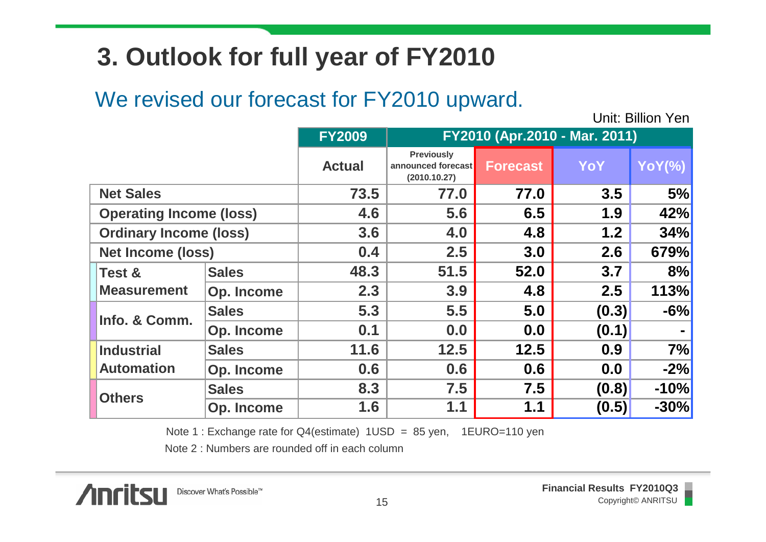# 3. Outlook for full year of FY2010

## We revised our forecast for FY2010 upward.

Unit: Billion Yen

| | | FY2009 | FY2010 (Apr.2010 - Mar. 2011) | | | |
|---|---|---|---|---|---|---|
| | | Actual | Previously announced forecast (2010.10.27) | Forecast | YoY | YoY(%) |
| Net Sales | | 73.5 | 77.0 | 77.0 | 3.5 | 5% |
| Operating Income (loss) | | 4.6 | 5.6 | 6.5 | 1.9 | 42% |
| Ordinary Income (loss) | | 3.6 | 4.0 | 4.8 | 1.2 | 34% |
| Net Income (loss) | | 0.4 | 2.5 | 3.0 | 2.6 | 679% |
| Test & Measurement | Sales | 48.3 | 51.5 | 52.0 | 3.7 | 8% |
| | Op. Income | 2.3 | 3.9 | 4.8 | 2.5 | 113% |
| Info. & Comm. | Sales | 5.3 | 5.5 | 5.0 | (0.3) | -6% |
| | Op. Income | 0.1 | 0.0 | 0.0 | (0.1) | - |
| Industrial Automation | Sales | 11.6 | 12.5 | 12.5 | 0.9 | 7% |
| | Op. Income | 0.6 | 0.6 | 0.6 | 0.0 | -2% |
| Others | Sales | 8.3 | 7.5 | 7.5 | (0.8) | -10% |
| | Op. Income | 1.6 | 1.1 | 1.1 | (0.5) | -30% |

Note 1 : Exchange rate for Q4(estimate) 1USD = 85 yen, 1EURO=110 yen

Note 2 : Numbers are rounded off in each column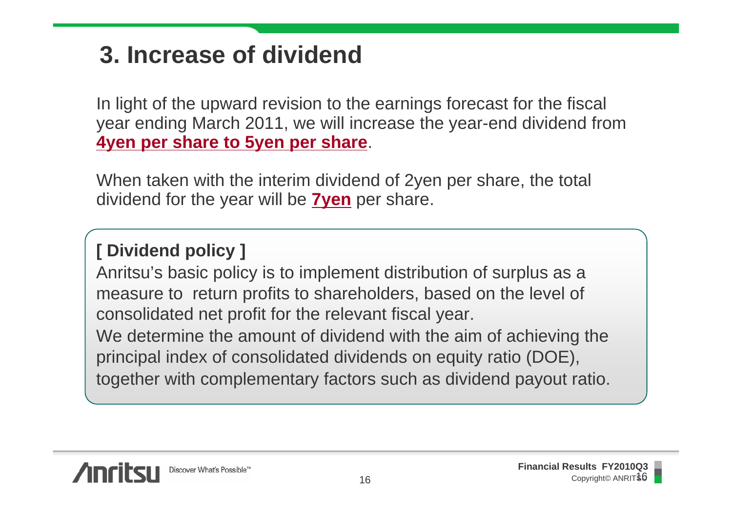# 3. Increase of dividend

In light of the upward revision to the earnings forecast for the fiscal year ending March 2011, we will increase the year-end dividend from **4yen per share to 5yen per share**.

When taken with the interim dividend of 2yen per share, the total dividend for the year will be **7yen** per share.

**[ Dividend policy ]**

Anritsu's basic policy is to implement distribution of surplus as a measure to return profits to shareholders, based on the level of consolidated net profit for the relevant fiscal year.

We determine the amount of dividend with the aim of achieving the principal index of consolidated dividends on equity ratio (DOE), together with complementary factors such as dividend payout ratio.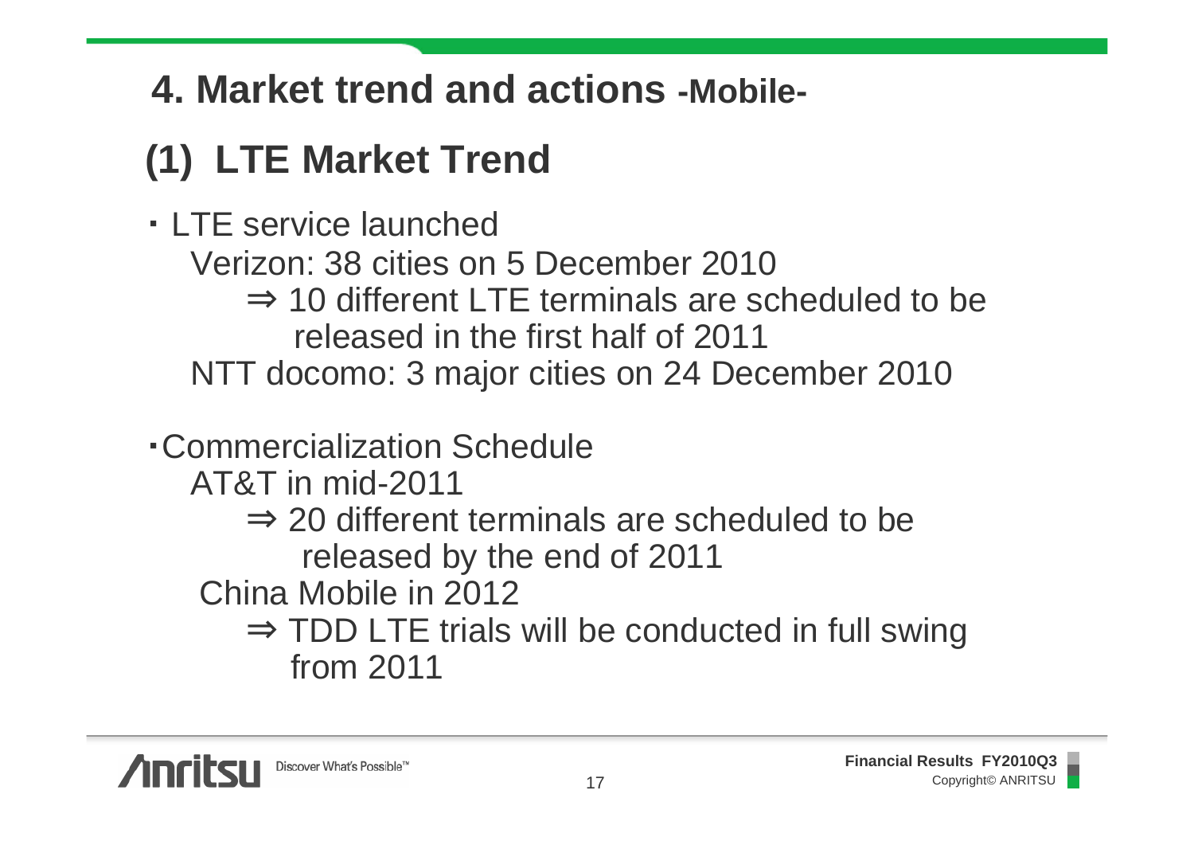# 4. Market trend and actions -Mobile-

## (1) LTE Market Trend

- LTE service launched
  - Verizon: 38 cities on 5 December 2010
    - ⇒ 10 different LTE terminals are scheduled to be released in the first half of 2011
  - NTT docomo: 3 major cities on 24 December 2010

- Commercialization Schedule
  - AT&T in mid-2011
    - ⇒ 20 different terminals are scheduled to be released by the end of 2011
  - China Mobile in 2012
    - ⇒ TDD LTE trials will be conducted in full swing from 2011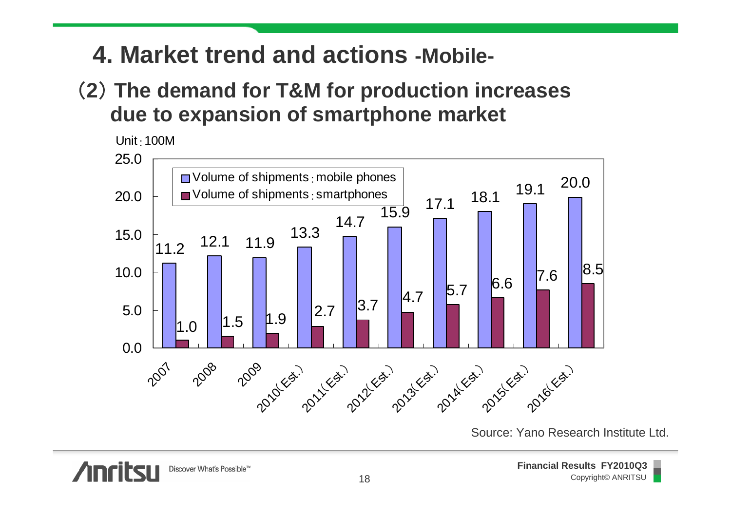# 4. Market trend and actions -Mobile-

## (2) The demand for T&M for production increases due to expansion of smartphone market

Unit：100M

| Year | Volume of shipments：mobile phones | Volume of shipments：smartphones |
|---|---|---|
| 2007 | 11.2 | 1.0 |
| 2008 | 12.1 | 1.5 |
| 2009 | 11.9 | 1.9 |
| 2010（Est.） | 13.3 | 2.7 |
| 2011（Est.） | 14.7 | 3.7 |
| 2012（Est.） | 15.9 | 4.7 |
| 2013（Est.） | 17.1 | 5.7 |
| 2014（Est.） | 18.1 | 6.6 |
| 2015（Est.） | 19.1 | 7.6 |
| 2016（Est.） | 20.0 | 8.5 |

Source: Yano Research Institute Ltd.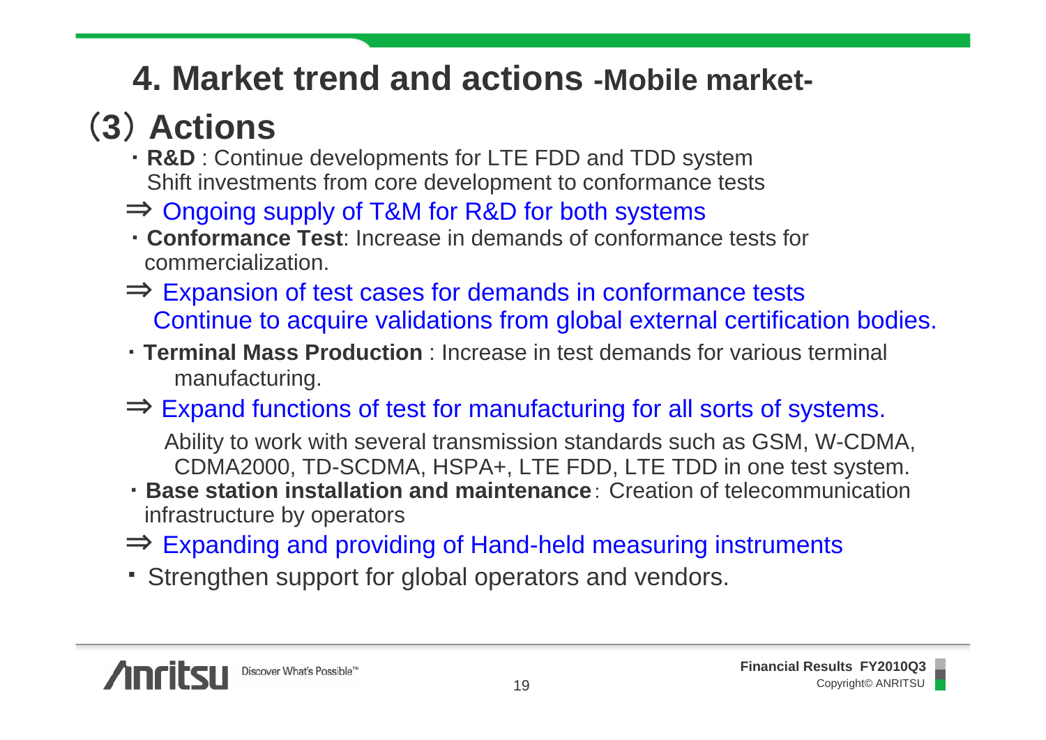# 4. Market trend and actions -Mobile market-

## （3）Actions

- **R&D** : Continue developments for LTE FDD and TDD system
  Shift investments from core development to conformance tests

⇒ Ongoing supply of T&M for R&D for both systems

- **Conformance Test**: Increase in demands of conformance tests for commercialization.

⇒ Expansion of test cases for demands in conformance tests
  Continue to acquire validations from global external certification bodies.

- **Terminal Mass Production** : Increase in test demands for various terminal manufacturing.

⇒ Expand functions of test for manufacturing for all sorts of systems.

  Ability to work with several transmission standards such as GSM, W-CDMA, CDMA2000, TD-SCDMA, HSPA+, LTE FDD, LTE TDD in one test system.

- **Base station installation and maintenance**: Creation of telecommunication infrastructure by operators

⇒ Expanding and providing of Hand-held measuring instruments

- Strengthen support for global operators and vendors.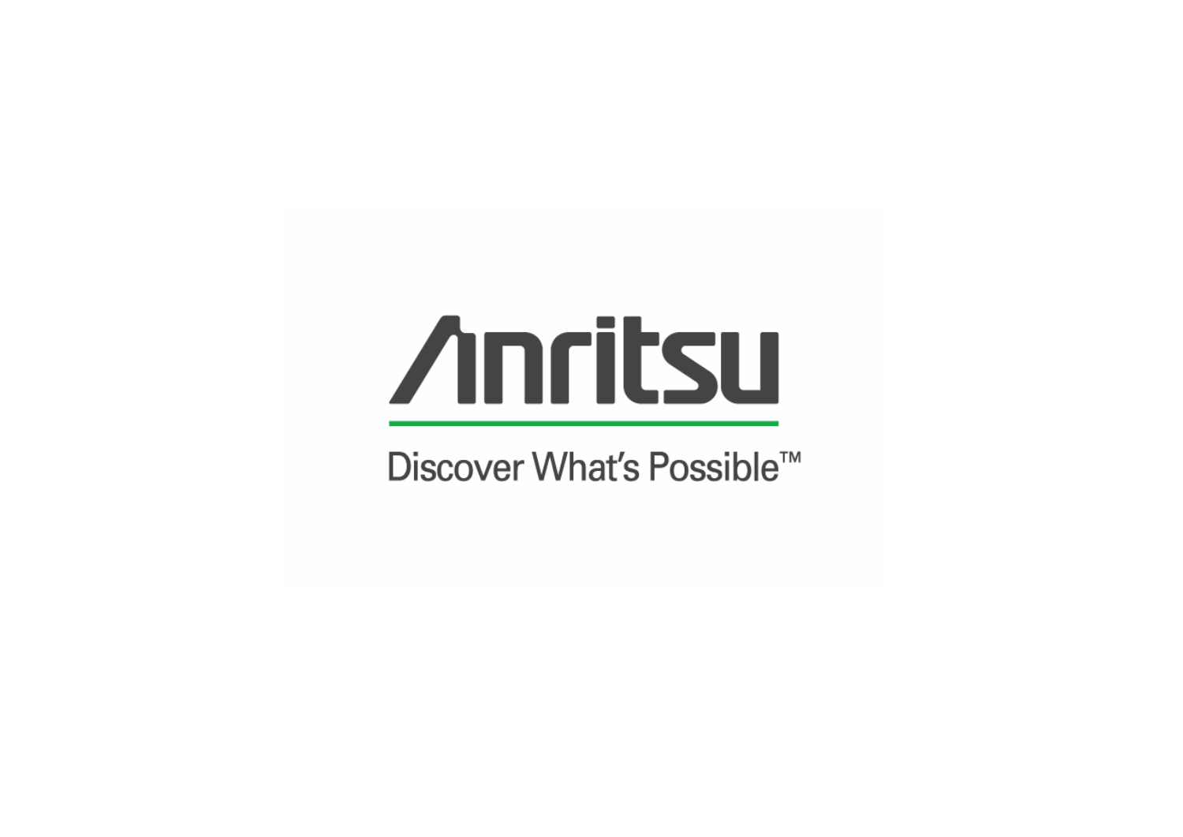Anritsu

Discover What's Possible™